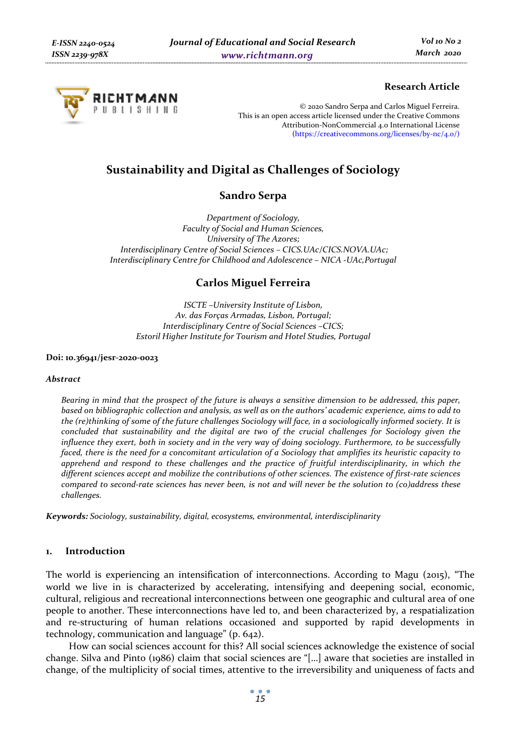**Research Article**

© 2020 Sandro Serpa and Carlos Miguel Ferreira.
This is an open access article licensed under the Creative Commons Attribution-NonCommercial 4.0 International License (https://creativecommons.org/licenses/by-nc/4.0/)

# Sustainability and Digital as Challenges of Sociology

## Sandro Serpa

*Department of Sociology,*
*Faculty of Social and Human Sciences,*
*University of The Azores;*
*Interdisciplinary Centre of Social Sciences – CICS.UAc/CICS.NOVA.UAc;*
*Interdisciplinary Centre for Childhood and Adolescence – NICA -UAc,Portugal*

## Carlos Miguel Ferreira

*ISCTE –University Institute of Lisbon,*
*Av. das Forças Armadas, Lisbon, Portugal;*
*Interdisciplinary Centre of Social Sciences –CICS;*
*Estoril Higher Institute for Tourism and Hotel Studies, Portugal*

**Doi: 10.36941/jesr-2020-0023**

***Abstract***

*Bearing in mind that the prospect of the future is always a sensitive dimension to be addressed, this paper, based on bibliographic collection and analysis, as well as on the authors' academic experience, aims to add to the (re)thinking of some of the future challenges Sociology will face, in a sociologically informed society. It is concluded that sustainability and the digital are two of the crucial challenges for Sociology given the influence they exert, both in society and in the very way of doing sociology. Furthermore, to be successfully faced, there is the need for a concomitant articulation of a Sociology that amplifies its heuristic capacity to apprehend and respond to these challenges and the practice of fruitful interdisciplinarity, in which the different sciences accept and mobilize the contributions of other sciences. The existence of first-rate sciences compared to second-rate sciences has never been, is not and will never be the solution to (co)address these challenges.*

**Keywords:** *Sociology, sustainability, digital, ecosystems, environmental, interdisciplinarity*

## 1. Introduction

The world is experiencing an intensification of interconnections. According to Magu (2015), "The world we live in is characterized by accelerating, intensifying and deepening social, economic, cultural, religious and recreational interconnections between one geographic and cultural area of one people to another. These interconnections have led to, and been characterized by, a respatialization and re-structuring of human relations occasioned and supported by rapid developments in technology, communication and language" (p. 642).

How can social sciences account for this? All social sciences acknowledge the existence of social change. Silva and Pinto (1986) claim that social sciences are "[...] aware that societies are installed in change, of the multiplicity of social times, attentive to the irreversibility and uniqueness of facts and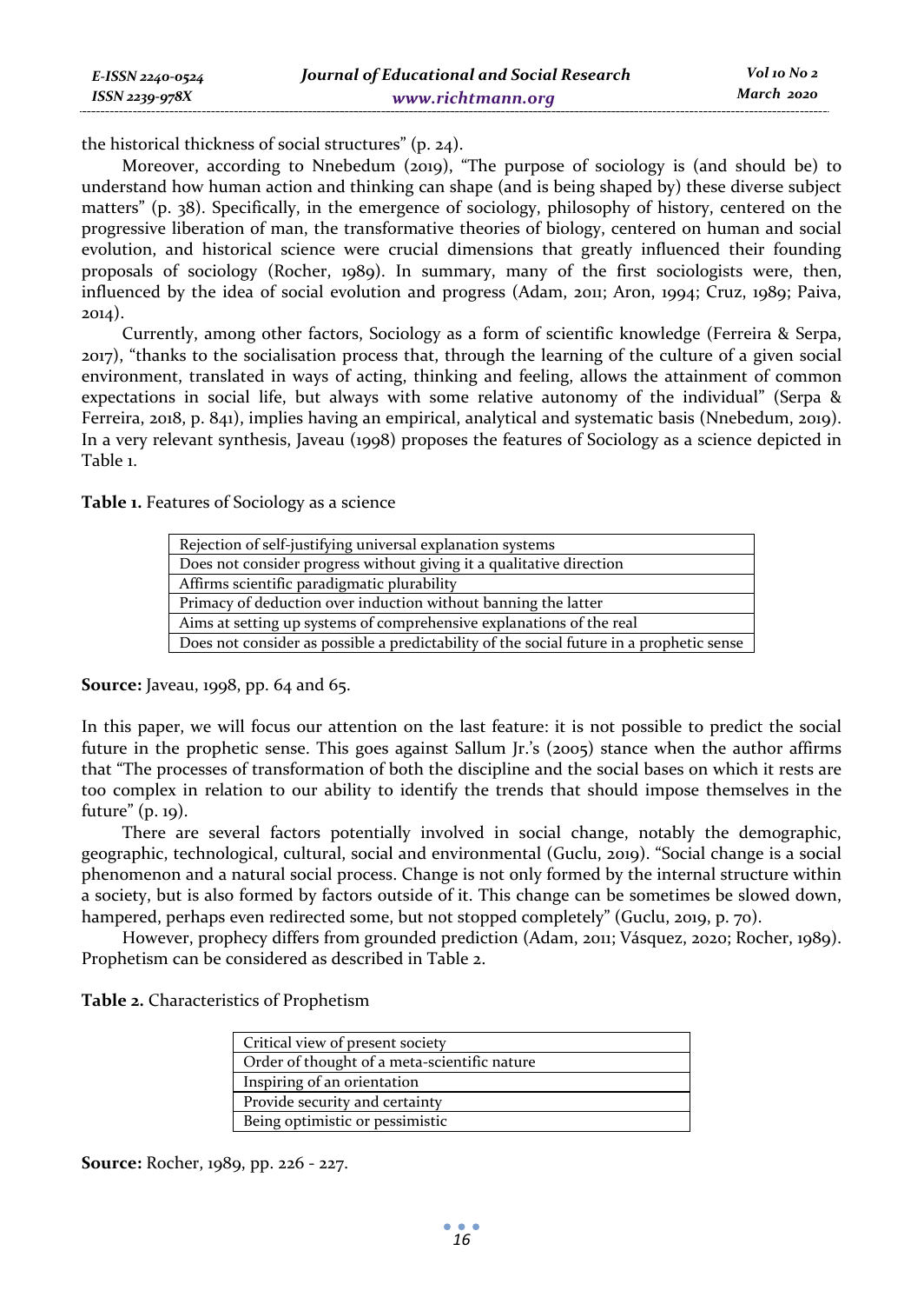the historical thickness of social structures" (p. 24).

Moreover, according to Nnebedum (2019), "The purpose of sociology is (and should be) to understand how human action and thinking can shape (and is being shaped by) these diverse subject matters" (p. 38). Specifically, in the emergence of sociology, philosophy of history, centered on the progressive liberation of man, the transformative theories of biology, centered on human and social evolution, and historical science were crucial dimensions that greatly influenced their founding proposals of sociology (Rocher, 1989). In summary, many of the first sociologists were, then, influenced by the idea of social evolution and progress (Adam, 2011; Aron, 1994; Cruz, 1989; Paiva, 2014).

Currently, among other factors, Sociology as a form of scientific knowledge (Ferreira & Serpa, 2017), "thanks to the socialisation process that, through the learning of the culture of a given social environment, translated in ways of acting, thinking and feeling, allows the attainment of common expectations in social life, but always with some relative autonomy of the individual" (Serpa & Ferreira, 2018, p. 841), implies having an empirical, analytical and systematic basis (Nnebedum, 2019). In a very relevant synthesis, Javeau (1998) proposes the features of Sociology as a science depicted in Table 1.

**Table 1.** Features of Sociology as a science

| Features |
|---|
| Rejection of self-justifying universal explanation systems |
| Does not consider progress without giving it a qualitative direction |
| Affirms scientific paradigmatic plurability |
| Primacy of deduction over induction without banning the latter |
| Aims at setting up systems of comprehensive explanations of the real |
| Does not consider as possible a predictability of the social future in a prophetic sense |

**Source:** Javeau, 1998, pp. 64 and 65.

In this paper, we will focus our attention on the last feature: it is not possible to predict the social future in the prophetic sense. This goes against Sallum Jr.'s (2005) stance when the author affirms that "The processes of transformation of both the discipline and the social bases on which it rests are too complex in relation to our ability to identify the trends that should impose themselves in the future" (p. 19).

There are several factors potentially involved in social change, notably the demographic, geographic, technological, cultural, social and environmental (Guclu, 2019). "Social change is a social phenomenon and a natural social process. Change is not only formed by the internal structure within a society, but is also formed by factors outside of it. This change can be sometimes be slowed down, hampered, perhaps even redirected some, but not stopped completely" (Guclu, 2019, p. 70).

However, prophecy differs from grounded prediction (Adam, 2011; Vásquez, 2020; Rocher, 1989). Prophetism can be considered as described in Table 2.

**Table 2.** Characteristics of Prophetism

| Characteristics |
|---|
| Critical view of present society |
| Order of thought of a meta-scientific nature |
| Inspiring of an orientation |
| Provide security and certainty |
| Being optimistic or pessimistic |

**Source:** Rocher, 1989, pp. 226 - 227.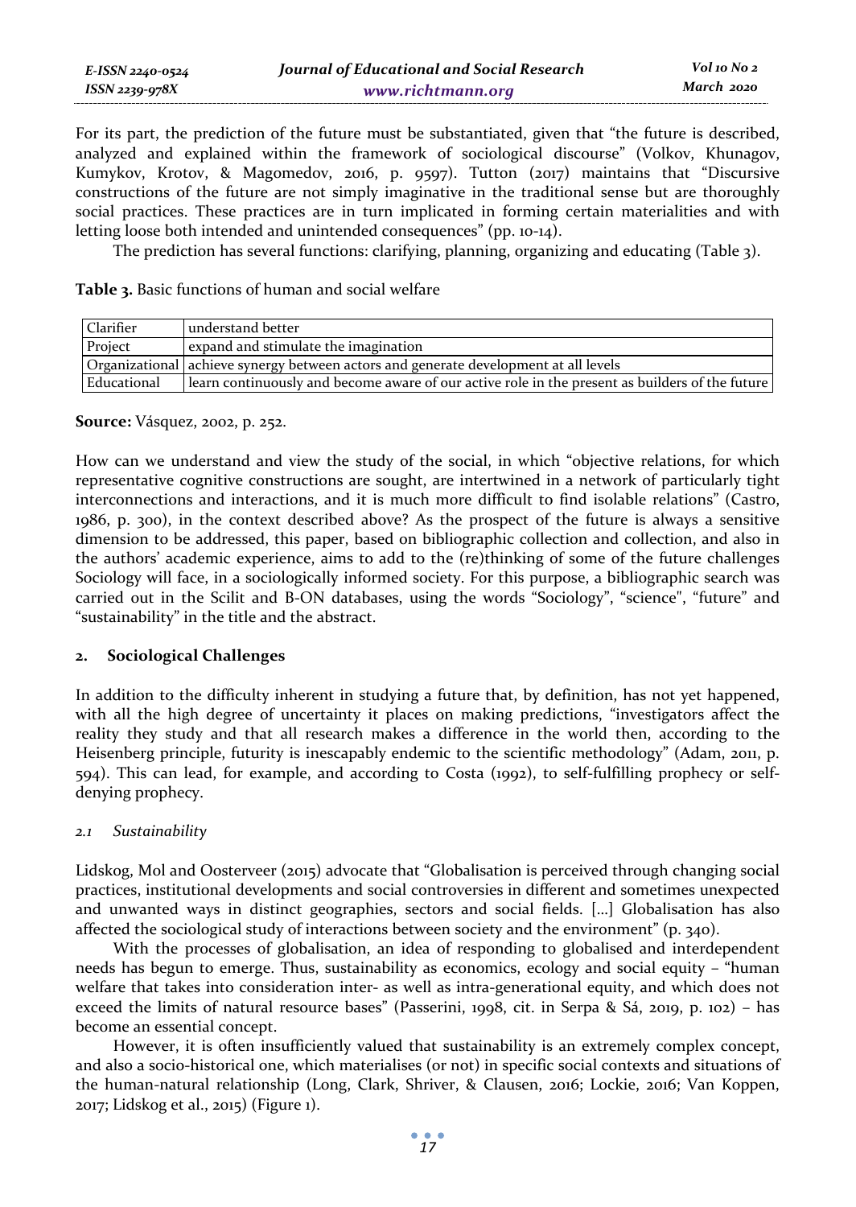For its part, the prediction of the future must be substantiated, given that "the future is described, analyzed and explained within the framework of sociological discourse" (Volkov, Khunagov, Kumykov, Krotov, & Magomedov, 2016, p. 9597). Tutton (2017) maintains that "Discursive constructions of the future are not simply imaginative in the traditional sense but are thoroughly social practices. These practices are in turn implicated in forming certain materialities and with letting loose both intended and unintended consequences" (pp. 10-14).

The prediction has several functions: clarifying, planning, organizing and educating (Table 3).

**Table 3.** Basic functions of human and social welfare

| | |
|---|---|
| Clarifier | understand better |
| Project | expand and stimulate the imagination |
| Organizational | achieve synergy between actors and generate development at all levels |
| Educational | learn continuously and become aware of our active role in the present as builders of the future |

**Source:** Vásquez, 2002, p. 252.

How can we understand and view the study of the social, in which "objective relations, for which representative cognitive constructions are sought, are intertwined in a network of particularly tight interconnections and interactions, and it is much more difficult to find isolable relations" (Castro, 1986, p. 300), in the context described above? As the prospect of the future is always a sensitive dimension to be addressed, this paper, based on bibliographic collection and collection, and also in the authors' academic experience, aims to add to the (re)thinking of some of the future challenges Sociology will face, in a sociologically informed society. For this purpose, a bibliographic search was carried out in the Scilit and B-ON databases, using the words "Sociology", "science", "future" and "sustainability" in the title and the abstract.

## 2. Sociological Challenges

In addition to the difficulty inherent in studying a future that, by definition, has not yet happened, with all the high degree of uncertainty it places on making predictions, "investigators affect the reality they study and that all research makes a difference in the world then, according to the Heisenberg principle, futurity is inescapably endemic to the scientific methodology" (Adam, 2011, p. 594). This can lead, for example, and according to Costa (1992), to self-fulfilling prophecy or self-denying prophecy.

### *2.1 Sustainability*

Lidskog, Mol and Oosterveer (2015) advocate that "Globalisation is perceived through changing social practices, institutional developments and social controversies in different and sometimes unexpected and unwanted ways in distinct geographies, sectors and social fields. [...] Globalisation has also affected the sociological study of interactions between society and the environment" (p. 340).

With the processes of globalisation, an idea of responding to globalised and interdependent needs has begun to emerge. Thus, sustainability as economics, ecology and social equity – "human welfare that takes into consideration inter- as well as intra-generational equity, and which does not exceed the limits of natural resource bases" (Passerini, 1998, cit. in Serpa & Sá, 2019, p. 102) – has become an essential concept.

However, it is often insufficiently valued that sustainability is an extremely complex concept, and also a socio-historical one, which materialises (or not) in specific social contexts and situations of the human-natural relationship (Long, Clark, Shriver, & Clausen, 2016; Lockie, 2016; Van Koppen, 2017; Lidskog et al., 2015) (Figure 1).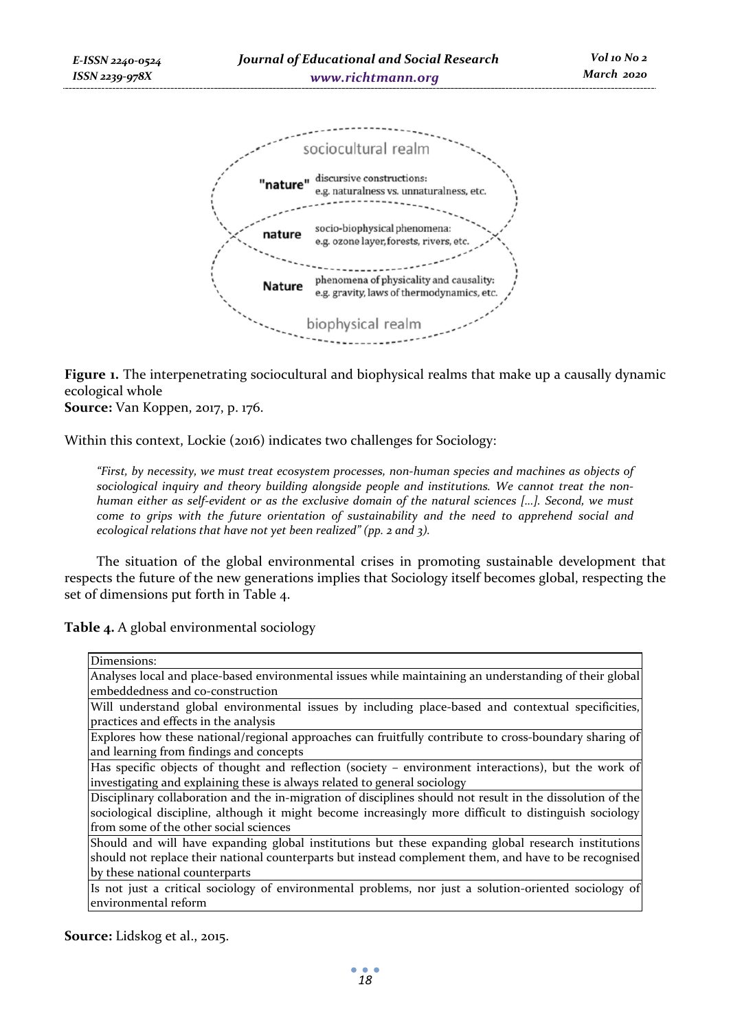sociocultural realm

- **"nature"** — discursive constructions: e.g. naturalness vs. unnaturalness, etc.
- **nature** — socio-biophysical phenomena: e.g. ozone layer, forests, rivers, etc.
- **Nature** — phenomena of physicality and causality: e.g. gravity, laws of thermodynamics, etc.

biophysical realm

**Figure 1.** The interpenetrating sociocultural and biophysical realms that make up a causally dynamic ecological whole
**Source:** Van Koppen, 2017, p. 176.

Within this context, Lockie (2016) indicates two challenges for Sociology:

> *"First, by necessity, we must treat ecosystem processes, non-human species and machines as objects of sociological inquiry and theory building alongside people and institutions. We cannot treat the non-human either as self-evident or as the exclusive domain of the natural sciences [...]. Second, we must come to grips with the future orientation of sustainability and the need to apprehend social and ecological relations that have not yet been realized" (pp. 2 and 3).*

The situation of the global environmental crises in promoting sustainable development that respects the future of the new generations implies that Sociology itself becomes global, respecting the set of dimensions put forth in Table 4.

**Table 4.** A global environmental sociology

| Dimensions: |
|---|
| Analyses local and place-based environmental issues while maintaining an understanding of their global embeddedness and co-construction |
| Will understand global environmental issues by including place-based and contextual specificities, practices and effects in the analysis |
| Explores how these national/regional approaches can fruitfully contribute to cross-boundary sharing of and learning from findings and concepts |
| Has specific objects of thought and reflection (society – environment interactions), but the work of investigating and explaining these is always related to general sociology |
| Disciplinary collaboration and the in-migration of disciplines should not result in the dissolution of the sociological discipline, although it might become increasingly more difficult to distinguish sociology from some of the other social sciences |
| Should and will have expanding global institutions but these expanding global research institutions should not replace their national counterparts but instead complement them, and have to be recognised by these national counterparts |
| Is not just a critical sociology of environmental problems, nor just a solution-oriented sociology of environmental reform |

**Source:** Lidskog et al., 2015.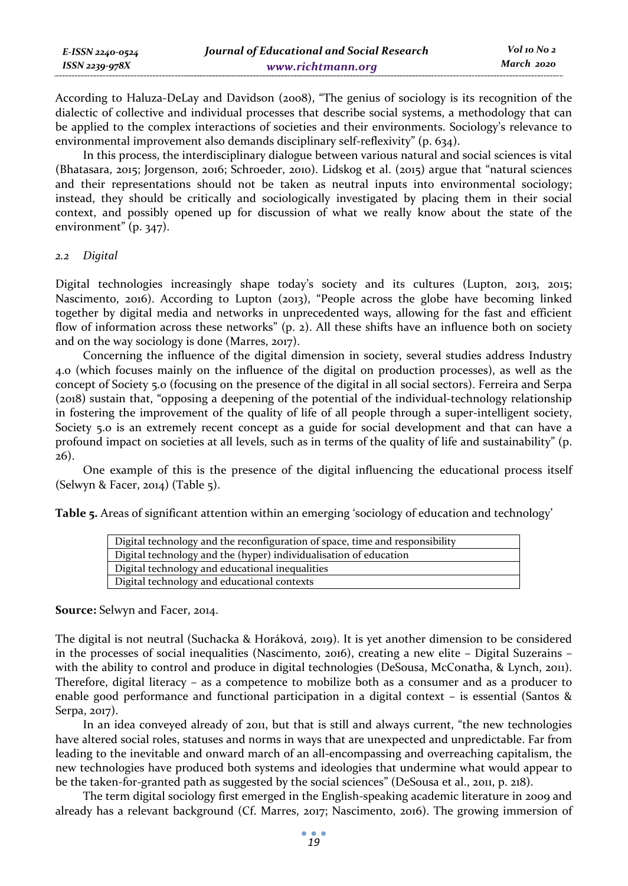According to Haluza-DeLay and Davidson (2008), "The genius of sociology is its recognition of the dialectic of collective and individual processes that describe social systems, a methodology that can be applied to the complex interactions of societies and their environments. Sociology's relevance to environmental improvement also demands disciplinary self-reflexivity" (p. 634).

In this process, the interdisciplinary dialogue between various natural and social sciences is vital (Bhatasara, 2015; Jorgenson, 2016; Schroeder, 2010). Lidskog et al. (2015) argue that "natural sciences and their representations should not be taken as neutral inputs into environmental sociology; instead, they should be critically and sociologically investigated by placing them in their social context, and possibly opened up for discussion of what we really know about the state of the environment" (p. 347).

### *2.2 Digital*

Digital technologies increasingly shape today's society and its cultures (Lupton, 2013, 2015; Nascimento, 2016). According to Lupton (2013), "People across the globe have becoming linked together by digital media and networks in unprecedented ways, allowing for the fast and efficient flow of information across these networks" (p. 2). All these shifts have an influence both on society and on the way sociology is done (Marres, 2017).

Concerning the influence of the digital dimension in society, several studies address Industry 4.0 (which focuses mainly on the influence of the digital on production processes), as well as the concept of Society 5.0 (focusing on the presence of the digital in all social sectors). Ferreira and Serpa (2018) sustain that, "opposing a deepening of the potential of the individual-technology relationship in fostering the improvement of the quality of life of all people through a super-intelligent society, Society 5.0 is an extremely recent concept as a guide for social development and that can have a profound impact on societies at all levels, such as in terms of the quality of life and sustainability" (p. 26).

One example of this is the presence of the digital influencing the educational process itself (Selwyn & Facer, 2014) (Table 5).

**Table 5.** Areas of significant attention within an emerging 'sociology of education and technology'

| Areas |
|---|
| Digital technology and the reconfiguration of space, time and responsibility |
| Digital technology and the (hyper) individualisation of education |
| Digital technology and educational inequalities |
| Digital technology and educational contexts |

**Source:** Selwyn and Facer, 2014.

The digital is not neutral (Suchacka & Horáková, 2019). It is yet another dimension to be considered in the processes of social inequalities (Nascimento, 2016), creating a new elite – Digital Suzerains – with the ability to control and produce in digital technologies (DeSousa, McConatha, & Lynch, 2011). Therefore, digital literacy – as a competence to mobilize both as a consumer and as a producer to enable good performance and functional participation in a digital context – is essential (Santos & Serpa, 2017).

In an idea conveyed already of 2011, but that is still and always current, "the new technologies have altered social roles, statuses and norms in ways that are unexpected and unpredictable. Far from leading to the inevitable and onward march of an all-encompassing and overreaching capitalism, the new technologies have produced both systems and ideologies that undermine what would appear to be the taken-for-granted path as suggested by the social sciences" (DeSousa et al., 2011, p. 218).

The term digital sociology first emerged in the English-speaking academic literature in 2009 and already has a relevant background (Cf. Marres, 2017; Nascimento, 2016). The growing immersion of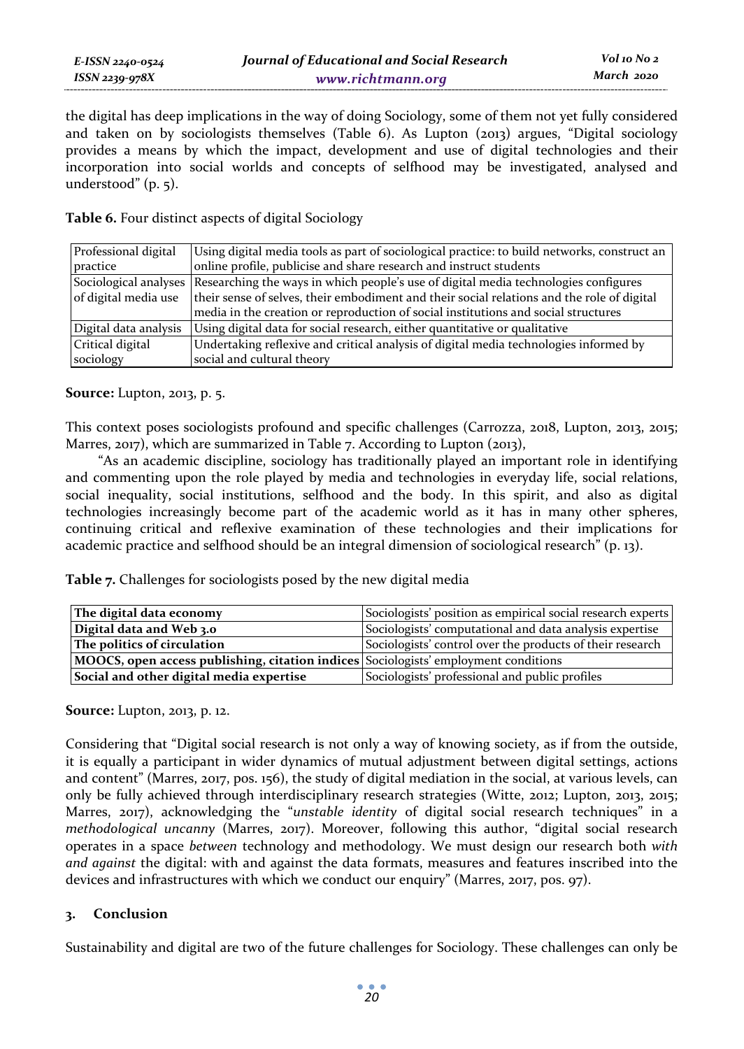the digital has deep implications in the way of doing Sociology, some of them not yet fully considered and taken on by sociologists themselves (Table 6). As Lupton (2013) argues, "Digital sociology provides a means by which the impact, development and use of digital technologies and their incorporation into social worlds and concepts of selfhood may be investigated, analysed and understood" (p. 5).

**Table 6.** Four distinct aspects of digital Sociology

| | |
|---|---|
| Professional digital practice | Using digital media tools as part of sociological practice: to build networks, construct an online profile, publicise and share research and instruct students |
| Sociological analyses of digital media use | Researching the ways in which people's use of digital media technologies configures their sense of selves, their embodiment and their social relations and the role of digital media in the creation or reproduction of social institutions and social structures |
| Digital data analysis | Using digital data for social research, either quantitative or qualitative |
| Critical digital sociology | Undertaking reflexive and critical analysis of digital media technologies informed by social and cultural theory |

**Source:** Lupton, 2013, p. 5.

This context poses sociologists profound and specific challenges (Carrozza, 2018, Lupton, 2013, 2015; Marres, 2017), which are summarized in Table 7. According to Lupton (2013),

"As an academic discipline, sociology has traditionally played an important role in identifying and commenting upon the role played by media and technologies in everyday life, social relations, social inequality, social institutions, selfhood and the body. In this spirit, and also as digital technologies increasingly become part of the academic world as it has in many other spheres, continuing critical and reflexive examination of these technologies and their implications for academic practice and selfhood should be an integral dimension of sociological research" (p. 13).

**Table 7.** Challenges for sociologists posed by the new digital media

| | |
|---|---|
| **The digital data economy** | Sociologists' position as empirical social research experts |
| **Digital data and Web 3.0** | Sociologists' computational and data analysis expertise |
| **The politics of circulation** | Sociologists' control over the products of their research |
| **MOOCS, open access publishing, citation indices** | Sociologists' employment conditions |
| **Social and other digital media expertise** | Sociologists' professional and public profiles |

**Source:** Lupton, 2013, p. 12.

Considering that "Digital social research is not only a way of knowing society, as if from the outside, it is equally a participant in wider dynamics of mutual adjustment between digital settings, actions and content" (Marres, 2017, pos. 156), the study of digital mediation in the social, at various levels, can only be fully achieved through interdisciplinary research strategies (Witte, 2012; Lupton, 2013, 2015; Marres, 2017), acknowledging the "*unstable identity* of digital social research techniques" in a *methodological uncanny* (Marres, 2017). Moreover, following this author, "digital social research operates in a space *between* technology and methodology. We must design our research both *with and against* the digital: with and against the data formats, measures and features inscribed into the devices and infrastructures with which we conduct our enquiry" (Marres, 2017, pos. 97).

## 3. Conclusion

Sustainability and digital are two of the future challenges for Sociology. These challenges can only be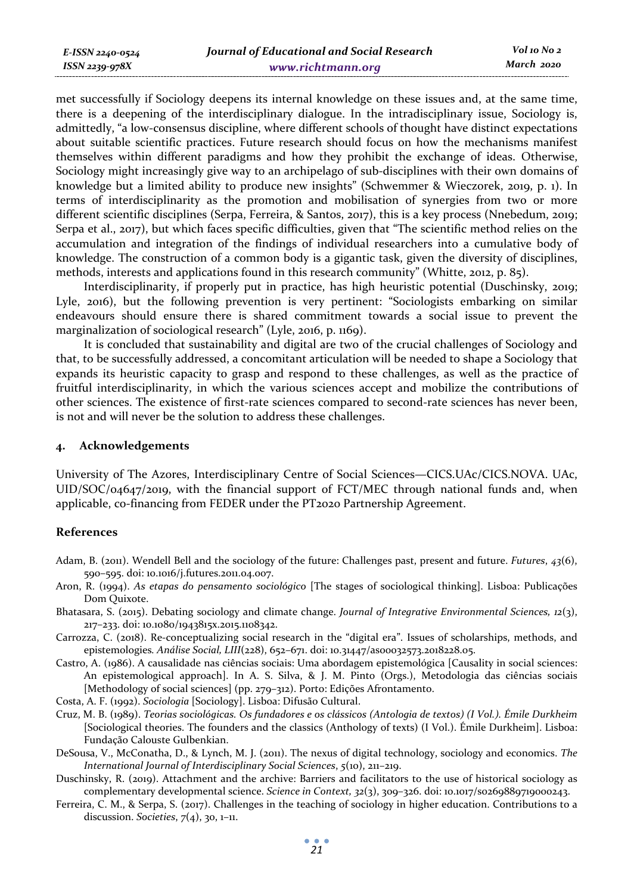met successfully if Sociology deepens its internal knowledge on these issues and, at the same time, there is a deepening of the interdisciplinary dialogue. In the intradisciplinary issue, Sociology is, admittedly, "a low-consensus discipline, where different schools of thought have distinct expectations about suitable scientific practices. Future research should focus on how the mechanisms manifest themselves within different paradigms and how they prohibit the exchange of ideas. Otherwise, Sociology might increasingly give way to an archipelago of sub-disciplines with their own domains of knowledge but a limited ability to produce new insights" (Schwemmer & Wieczorek, 2019, p. 1). In terms of interdisciplinarity as the promotion and mobilisation of synergies from two or more different scientific disciplines (Serpa, Ferreira, & Santos, 2017), this is a key process (Nnebedum, 2019; Serpa et al., 2017), but which faces specific difficulties, given that "The scientific method relies on the accumulation and integration of the findings of individual researchers into a cumulative body of knowledge. The construction of a common body is a gigantic task, given the diversity of disciplines, methods, interests and applications found in this research community" (Whitte, 2012, p. 85).

Interdisciplinarity, if properly put in practice, has high heuristic potential (Duschinsky, 2019; Lyle, 2016), but the following prevention is very pertinent: "Sociologists embarking on similar endeavours should ensure there is shared commitment towards a social issue to prevent the marginalization of sociological research" (Lyle, 2016, p. 1169).

It is concluded that sustainability and digital are two of the crucial challenges of Sociology and that, to be successfully addressed, a concomitant articulation will be needed to shape a Sociology that expands its heuristic capacity to grasp and respond to these challenges, as well as the practice of fruitful interdisciplinarity, in which the various sciences accept and mobilize the contributions of other sciences. The existence of first-rate sciences compared to second-rate sciences has never been, is not and will never be the solution to address these challenges.

## 4. Acknowledgements

University of The Azores, Interdisciplinary Centre of Social Sciences—CICS.UAc/CICS.NOVA. UAc, UID/SOC/04647/2019, with the financial support of FCT/MEC through national funds and, when applicable, co-financing from FEDER under the PT2020 Partnership Agreement.

## References

Adam, B. (2011). Wendell Bell and the sociology of the future: Challenges past, present and future. *Futures*, *43*(6), 590–595. doi: 10.1016/j.futures.2011.04.007.

Aron, R. (1994). *As etapas do pensamento sociológico* [The stages of sociological thinking]. Lisboa: Publicações Dom Quixote.

Bhatasara, S. (2015). Debating sociology and climate change. *Journal of Integrative Environmental Sciences, 12*(3), 217–233. doi: 10.1080/1943815x.2015.1108342.

Carrozza, C. (2018). Re-conceptualizing social research in the "digital era". Issues of scholarships, methods, and epistemologies*. Análise Social, LIII*(228), 652–671. doi: 10.31447/as00032573.2018228.05.

Castro, A. (1986). A causalidade nas ciências sociais: Uma abordagem epistemológica [Causality in social sciences: An epistemological approach]. In A. S. Silva, & J. M. Pinto (Orgs.), Metodologia das ciências sociais [Methodology of social sciences] (pp. 279–312). Porto: Edições Afrontamento.

Costa, A. F. (1992). *Sociologia* [Sociology]. Lisboa: Difusão Cultural.

Cruz, M. B. (1989). *Teorias sociológicas. Os fundadores e os clássicos (Antologia de textos) (I Vol.). Émile Durkheim* [Sociological theories. The founders and the classics (Anthology of texts) (I Vol.). Émile Durkheim]. Lisboa: Fundação Calouste Gulbenkian.

DeSousa, V., McConatha, D., & Lynch, M. J. (2011). The nexus of digital technology, sociology and economics. *The International Journal of Interdisciplinary Social Sciences*, *5*(10), 211–219.

Duschinsky, R. (2019). Attachment and the archive: Barriers and facilitators to the use of historical sociology as complementary developmental science. *Science in Context, 32*(3), 309–326. doi: 10.1017/s0269889719000243.

Ferreira, C. M., & Serpa, S. (2017). Challenges in the teaching of sociology in higher education. Contributions to a discussion. *Societies*, *7*(4), 30, 1–11.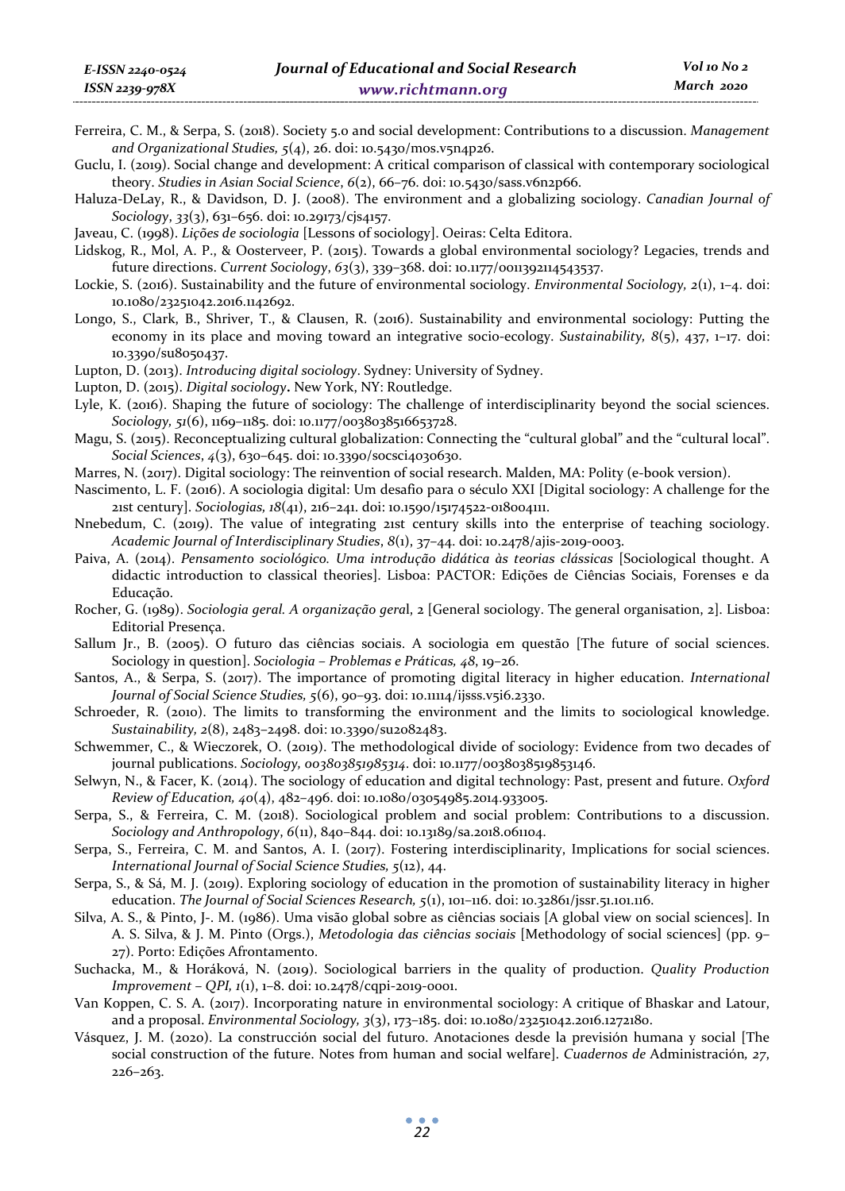Ferreira, C. M., & Serpa, S. (2018). Society 5.0 and social development: Contributions to a discussion. *Management and Organizational Studies, 5*(4), 26. doi: 10.5430/mos.v5n4p26.

Guclu, I. (2019). Social change and development: A critical comparison of classical with contemporary sociological theory. *Studies in Asian Social Science*, *6*(2), 66–76. doi: 10.5430/sass.v6n2p66.

Haluza-DeLay, R., & Davidson, D. J. (2008). The environment and a globalizing sociology. *Canadian Journal of Sociology*, *33*(3), 631–656. doi: 10.29173/cjs4157.

Javeau, C. (1998). *Lições de sociologia* [Lessons of sociology]. Oeiras: Celta Editora.

Lidskog, R., Mol, A. P., & Oosterveer, P. (2015). Towards a global environmental sociology? Legacies, trends and future directions. *Current Sociology*, *63*(3), 339–368. doi: 10.1177/0011392114543537.

Lockie, S. (2016). Sustainability and the future of environmental sociology. *Environmental Sociology, 2*(1), 1–4. doi: 10.1080/23251042.2016.1142692.

Longo, S., Clark, B., Shriver, T., & Clausen, R. (2016). Sustainability and environmental sociology: Putting the economy in its place and moving toward an integrative socio-ecology. *Sustainability, 8*(5), 437, 1–17. doi: 10.3390/su8050437.

Lupton, D. (2013). *Introducing digital sociology*. Sydney: University of Sydney.

Lupton, D. (2015). *Digital sociology***.** New York, NY: Routledge.

Lyle, K. (2016). Shaping the future of sociology: The challenge of interdisciplinarity beyond the social sciences. *Sociology, 51*(6), 1169–1185. doi: 10.1177/0038038516653728.

Magu, S. (2015). Reconceptualizing cultural globalization: Connecting the "cultural global" and the "cultural local". *Social Sciences*, *4*(3), 630–645. doi: 10.3390/socsci4030630.

Marres, N. (2017). Digital sociology: The reinvention of social research. Malden, MA: Polity (e-book version).

Nascimento, L. F. (2016). A sociologia digital: Um desafio para o século XXI [Digital sociology: A challenge for the 21st century]. *Sociologias, 18*(41), 216–241. doi: 10.1590/15174522-018004111.

Nnebedum, C. (2019). The value of integrating 21st century skills into the enterprise of teaching sociology. *Academic Journal of Interdisciplinary Studies*, *8*(1), 37–44. doi: 10.2478/ajis-2019-0003.

Paiva, A. (2014). *Pensamento sociológico. Uma introdução didática às teorias clássicas* [Sociological thought. A didactic introduction to classical theories]. Lisboa: PACTOR: Edições de Ciências Sociais, Forenses e da Educação.

Rocher, G. (1989). *Sociologia geral. A organização gera*l, 2 [General sociology. The general organisation, 2]. Lisboa: Editorial Presença.

Sallum Jr., B. (2005). O futuro das ciências sociais. A sociologia em questão [The future of social sciences. Sociology in question]. *Sociologia – Problemas e Práticas, 48*, 19–26.

Santos, A., & Serpa, S. (2017). The importance of promoting digital literacy in higher education. *International Journal of Social Science Studies, 5*(6), 90–93. doi: 10.11114/ijsss.v5i6.2330.

Schroeder, R. (2010). The limits to transforming the environment and the limits to sociological knowledge. *Sustainability, 2*(8), 2483–2498. doi: 10.3390/su2082483.

Schwemmer, C., & Wieczorek, O. (2019). The methodological divide of sociology: Evidence from two decades of journal publications. *Sociology, 003803851985314*. doi: 10.1177/0038038519853146.

Selwyn, N., & Facer, K. (2014). The sociology of education and digital technology: Past, present and future. *Oxford Review of Education, 40*(4), 482–496. doi: 10.1080/03054985.2014.933005.

Serpa, S., & Ferreira, C. M. (2018). Sociological problem and social problem: Contributions to a discussion. *Sociology and Anthropology*, *6*(11), 840–844. doi: 10.13189/sa.2018.061104.

Serpa, S., Ferreira, C. M. and Santos, A. I. (2017). Fostering interdisciplinarity, Implications for social sciences. *International Journal of Social Science Studies, 5*(12), 44.

Serpa, S., & Sá, M. J. (2019). Exploring sociology of education in the promotion of sustainability literacy in higher education. *The Journal of Social Sciences Research, 5*(1), 101–116. doi: 10.32861/jssr.51.101.116.

Silva, A. S., & Pinto, J-. M. (1986). Uma visão global sobre as ciências sociais [A global view on social sciences]. In A. S. Silva, & J. M. Pinto (Orgs.), *Metodologia das ciências sociais* [Methodology of social sciences] (pp. 9–27). Porto: Edições Afrontamento.

Suchacka, M., & Horáková, N. (2019). Sociological barriers in the quality of production. *Quality Production Improvement – QPI, 1*(1), 1–8. doi: 10.2478/cqpi-2019-0001.

Van Koppen, C. S. A. (2017). Incorporating nature in environmental sociology: A critique of Bhaskar and Latour, and a proposal. *Environmental Sociology, 3*(3), 173–185. doi: 10.1080/23251042.2016.1272180.

Vásquez, J. M. (2020). La construcción social del futuro. Anotaciones desde la previsión humana y social [The social construction of the future. Notes from human and social welfare]. *Cuadernos de* Administración*, 27*, 226–263.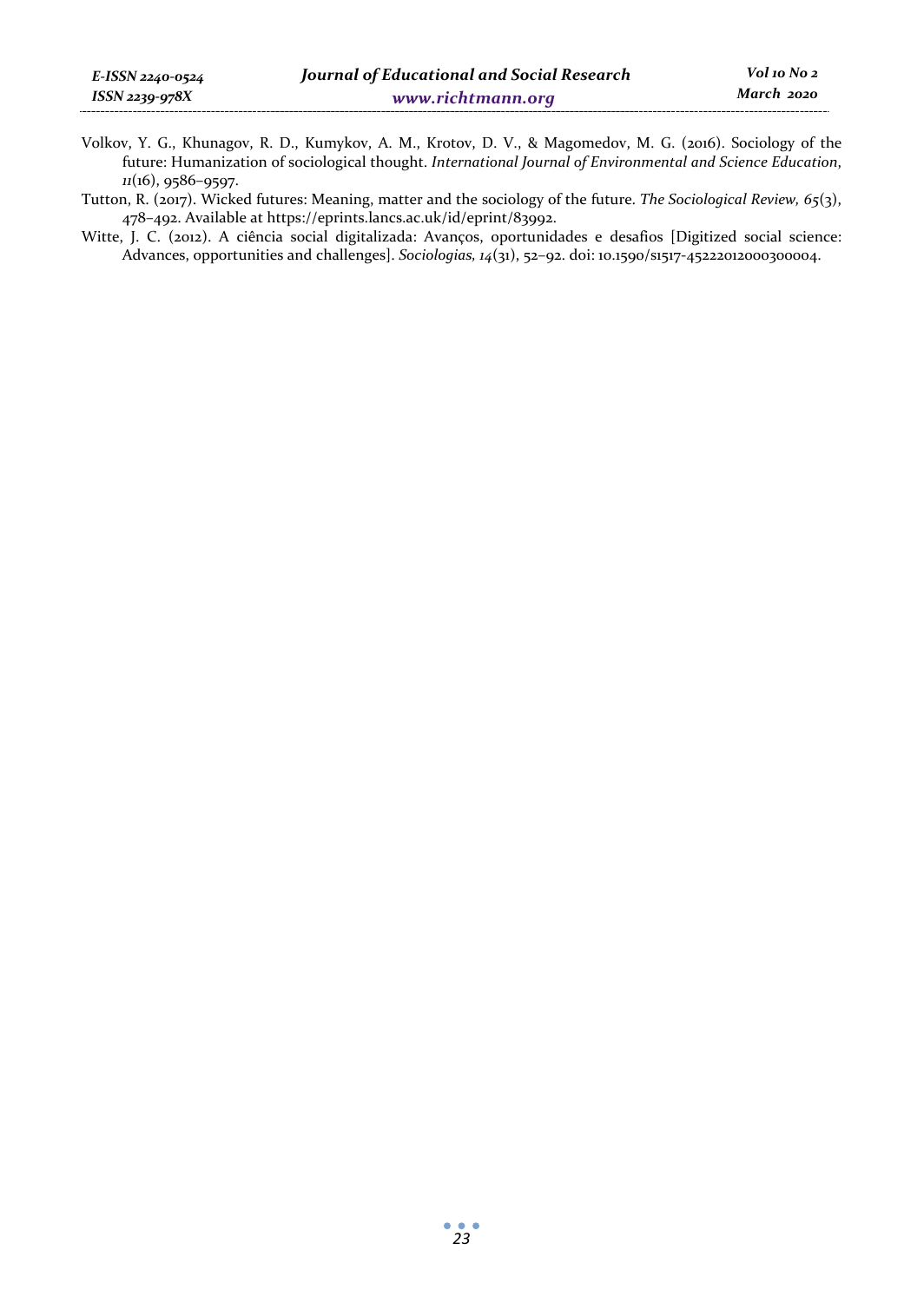Volkov, Y. G., Khunagov, R. D., Kumykov, A. M., Krotov, D. V., & Magomedov, M. G. (2016). Sociology of the future: Humanization of sociological thought. *International Journal of Environmental and Science Education*, *11*(16), 9586–9597.

Tutton, R. (2017). Wicked futures: Meaning, matter and the sociology of the future. *The Sociological Review, 65*(3), 478–492. Available at https://eprints.lancs.ac.uk/id/eprint/83992.

Witte, J. C. (2012). A ciência social digitalizada: Avanços, oportunidades e desafios [Digitized social science: Advances, opportunities and challenges]. *Sociologias, 14*(31), 52–92. doi: 10.1590/s1517-45222012000300004.